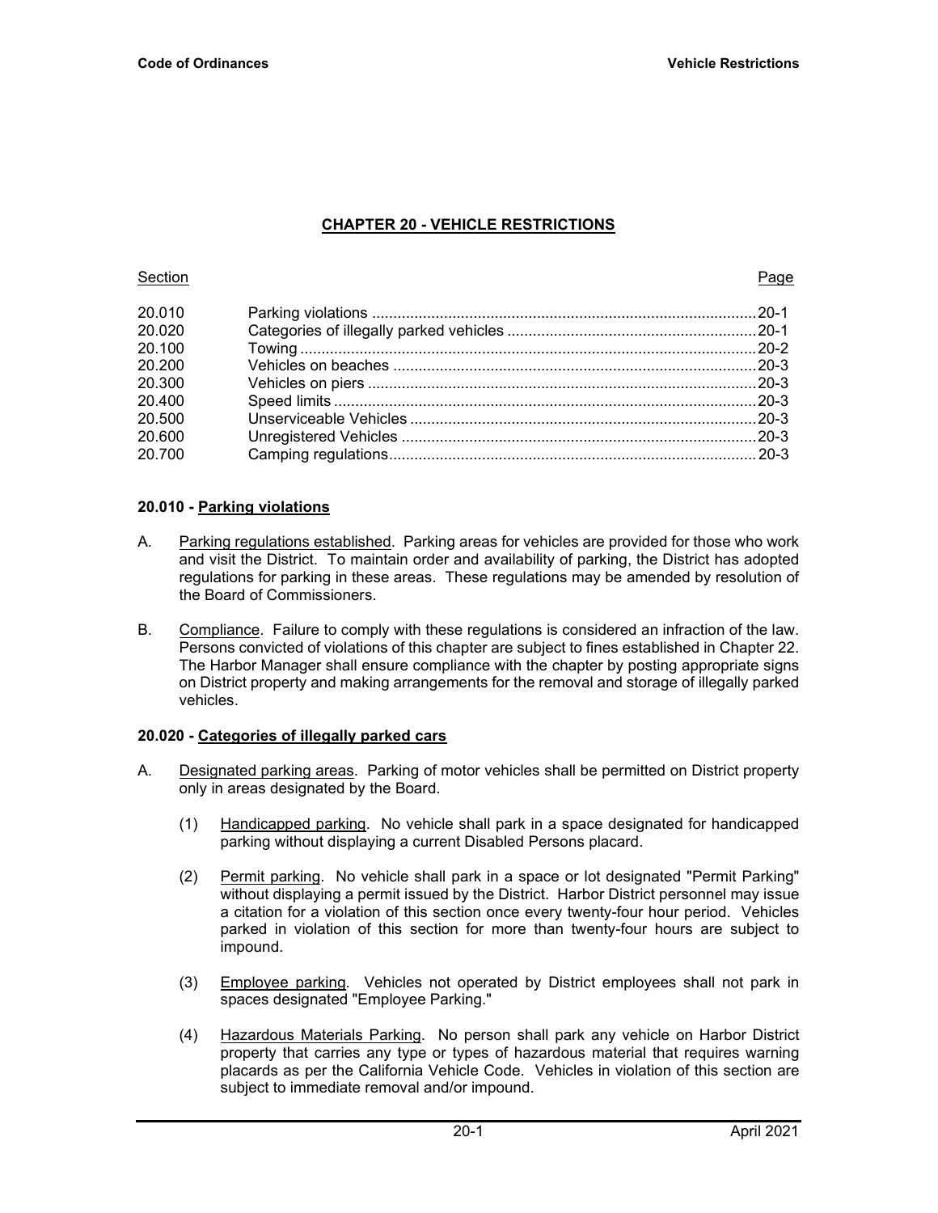## CHAPTER 20 - VEHICLE RESTRICTIONS

| Section | | Page |
|---|---|---|
| 20.010 | Parking violations | 20-1 |
| 20.020 | Categories of illegally parked vehicles | 20-1 |
| 20.100 | Towing | 20-2 |
| 20.200 | Vehicles on beaches | 20-3 |
| 20.300 | Vehicles on piers | 20-3 |
| 20.400 | Speed limits | 20-3 |
| 20.500 | Unserviceable Vehicles | 20-3 |
| 20.600 | Unregistered Vehicles | 20-3 |
| 20.700 | Camping regulations | 20-3 |

### 20.010 - Parking violations

A. Parking regulations established. Parking areas for vehicles are provided for those who work and visit the District. To maintain order and availability of parking, the District has adopted regulations for parking in these areas. These regulations may be amended by resolution of the Board of Commissioners.

B. Compliance. Failure to comply with these regulations is considered an infraction of the law. Persons convicted of violations of this chapter are subject to fines established in Chapter 22. The Harbor Manager shall ensure compliance with the chapter by posting appropriate signs on District property and making arrangements for the removal and storage of illegally parked vehicles.

### 20.020 - Categories of illegally parked cars

A. Designated parking areas. Parking of motor vehicles shall be permitted on District property only in areas designated by the Board.

   (1) Handicapped parking. No vehicle shall park in a space designated for handicapped parking without displaying a current Disabled Persons placard.

   (2) Permit parking. No vehicle shall park in a space or lot designated "Permit Parking" without displaying a permit issued by the District. Harbor District personnel may issue a citation for a violation of this section once every twenty-four hour period. Vehicles parked in violation of this section for more than twenty-four hours are subject to impound.

   (3) Employee parking. Vehicles not operated by District employees shall not park in spaces designated "Employee Parking."

   (4) Hazardous Materials Parking. No person shall park any vehicle on Harbor District property that carries any type or types of hazardous material that requires warning placards as per the California Vehicle Code. Vehicles in violation of this section are subject to immediate removal and/or impound.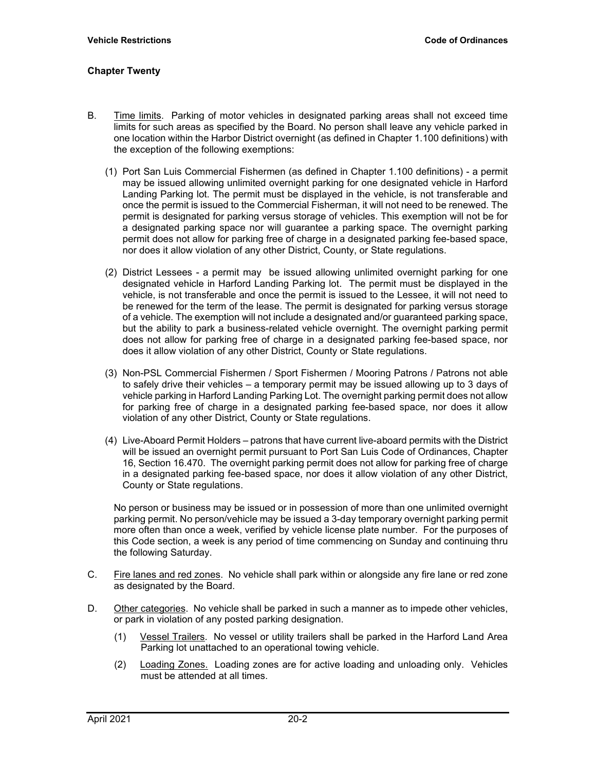## Chapter Twenty

B. Time limits. Parking of motor vehicles in designated parking areas shall not exceed time limits for such areas as specified by the Board. No person shall leave any vehicle parked in one location within the Harbor District overnight (as defined in Chapter 1.100 definitions) with the exception of the following exemptions:

(1) Port San Luis Commercial Fishermen (as defined in Chapter 1.100 definitions) - a permit may be issued allowing unlimited overnight parking for one designated vehicle in Harford Landing Parking lot. The permit must be displayed in the vehicle, is not transferable and once the permit is issued to the Commercial Fisherman, it will not need to be renewed. The permit is designated for parking versus storage of vehicles. This exemption will not be for a designated parking space nor will guarantee a parking space. The overnight parking permit does not allow for parking free of charge in a designated parking fee-based space, nor does it allow violation of any other District, County, or State regulations.

(2) District Lessees - a permit may be issued allowing unlimited overnight parking for one designated vehicle in Harford Landing Parking lot. The permit must be displayed in the vehicle, is not transferable and once the permit is issued to the Lessee, it will not need to be renewed for the term of the lease. The permit is designated for parking versus storage of a vehicle. The exemption will not include a designated and/or guaranteed parking space, but the ability to park a business-related vehicle overnight. The overnight parking permit does not allow for parking free of charge in a designated parking fee-based space, nor does it allow violation of any other District, County or State regulations.

(3) Non-PSL Commercial Fishermen / Sport Fishermen / Mooring Patrons / Patrons not able to safely drive their vehicles – a temporary permit may be issued allowing up to 3 days of vehicle parking in Harford Landing Parking Lot. The overnight parking permit does not allow for parking free of charge in a designated parking fee-based space, nor does it allow violation of any other District, County or State regulations.

(4) Live-Aboard Permit Holders – patrons that have current live-aboard permits with the District will be issued an overnight permit pursuant to Port San Luis Code of Ordinances, Chapter 16, Section 16.470. The overnight parking permit does not allow for parking free of charge in a designated parking fee-based space, nor does it allow violation of any other District, County or State regulations.

No person or business may be issued or in possession of more than one unlimited overnight parking permit. No person/vehicle may be issued a 3-day temporary overnight parking permit more often than once a week, verified by vehicle license plate number. For the purposes of this Code section, a week is any period of time commencing on Sunday and continuing thru the following Saturday.

C. Fire lanes and red zones. No vehicle shall park within or alongside any fire lane or red zone as designated by the Board.

D. Other categories. No vehicle shall be parked in such a manner as to impede other vehicles, or park in violation of any posted parking designation.

(1) Vessel Trailers. No vessel or utility trailers shall be parked in the Harford Land Area Parking lot unattached to an operational towing vehicle.

(2) Loading Zones. Loading zones are for active loading and unloading only. Vehicles must be attended at all times.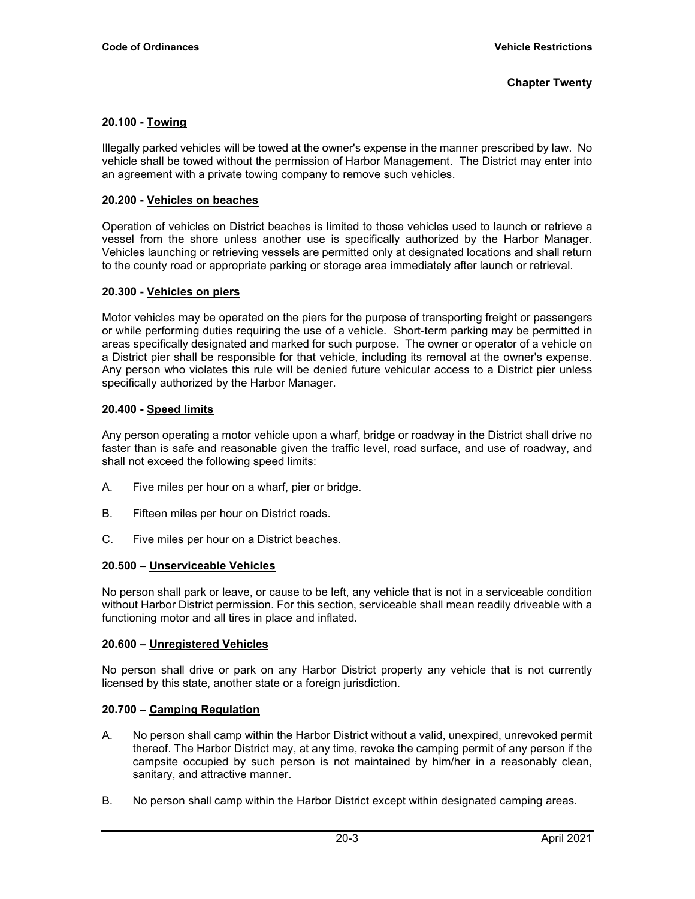## Chapter Twenty

### 20.100 - Towing

Illegally parked vehicles will be towed at the owner's expense in the manner prescribed by law. No vehicle shall be towed without the permission of Harbor Management. The District may enter into an agreement with a private towing company to remove such vehicles.

### 20.200 - Vehicles on beaches

Operation of vehicles on District beaches is limited to those vehicles used to launch or retrieve a vessel from the shore unless another use is specifically authorized by the Harbor Manager. Vehicles launching or retrieving vessels are permitted only at designated locations and shall return to the county road or appropriate parking or storage area immediately after launch or retrieval.

### 20.300 - Vehicles on piers

Motor vehicles may be operated on the piers for the purpose of transporting freight or passengers or while performing duties requiring the use of a vehicle. Short-term parking may be permitted in areas specifically designated and marked for such purpose. The owner or operator of a vehicle on a District pier shall be responsible for that vehicle, including its removal at the owner's expense. Any person who violates this rule will be denied future vehicular access to a District pier unless specifically authorized by the Harbor Manager.

### 20.400 - Speed limits

Any person operating a motor vehicle upon a wharf, bridge or roadway in the District shall drive no faster than is safe and reasonable given the traffic level, road surface, and use of roadway, and shall not exceed the following speed limits:

A. Five miles per hour on a wharf, pier or bridge.

B. Fifteen miles per hour on District roads.

C. Five miles per hour on a District beaches.

### 20.500 – Unserviceable Vehicles

No person shall park or leave, or cause to be left, any vehicle that is not in a serviceable condition without Harbor District permission. For this section, serviceable shall mean readily driveable with a functioning motor and all tires in place and inflated.

### 20.600 – Unregistered Vehicles

No person shall drive or park on any Harbor District property any vehicle that is not currently licensed by this state, another state or a foreign jurisdiction.

### 20.700 – Camping Regulation

A. No person shall camp within the Harbor District without a valid, unexpired, unrevoked permit thereof. The Harbor District may, at any time, revoke the camping permit of any person if the campsite occupied by such person is not maintained by him/her in a reasonably clean, sanitary, and attractive manner.

B. No person shall camp within the Harbor District except within designated camping areas.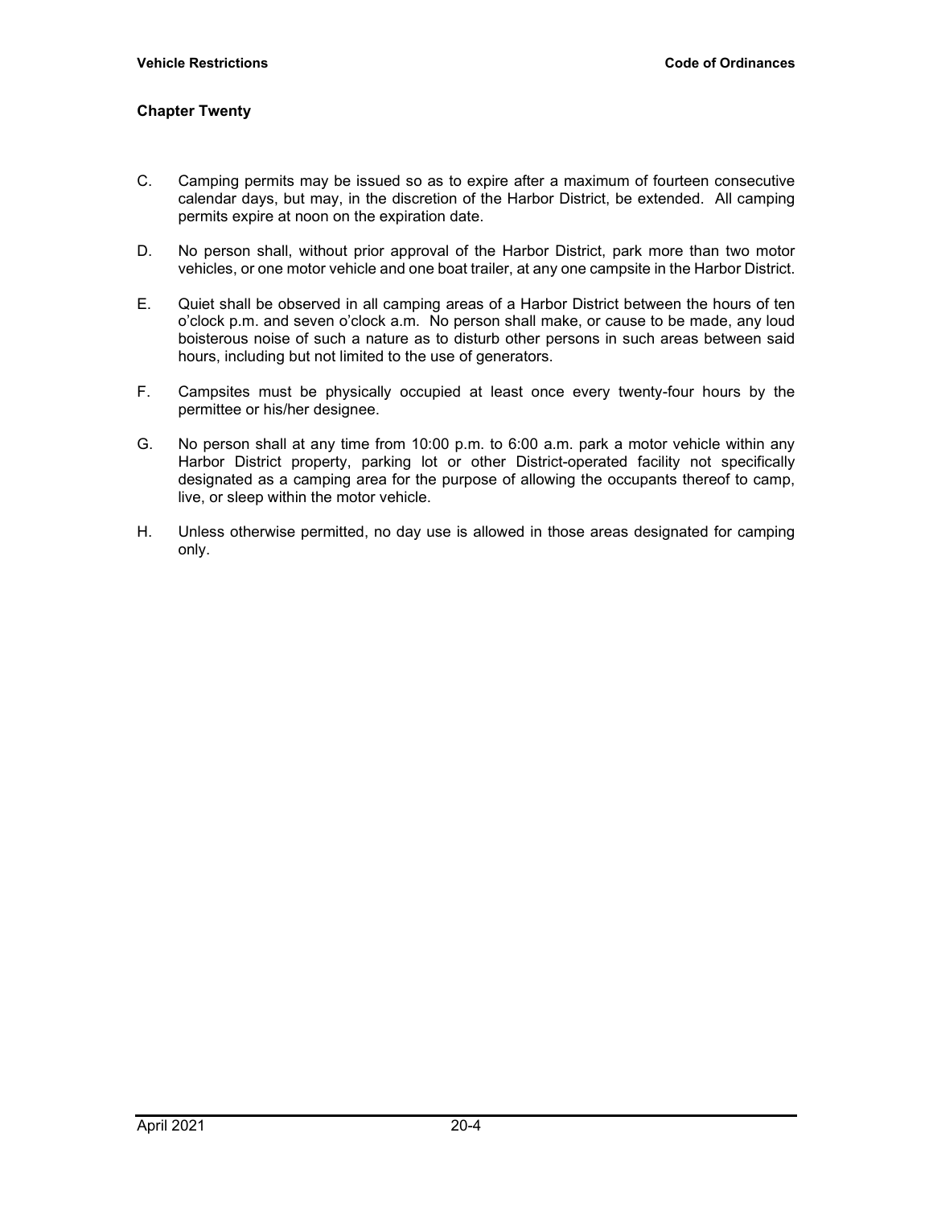## Chapter Twenty

C. Camping permits may be issued so as to expire after a maximum of fourteen consecutive calendar days, but may, in the discretion of the Harbor District, be extended. All camping permits expire at noon on the expiration date.

D. No person shall, without prior approval of the Harbor District, park more than two motor vehicles, or one motor vehicle and one boat trailer, at any one campsite in the Harbor District.

E. Quiet shall be observed in all camping areas of a Harbor District between the hours of ten o'clock p.m. and seven o'clock a.m. No person shall make, or cause to be made, any loud boisterous noise of such a nature as to disturb other persons in such areas between said hours, including but not limited to the use of generators.

F. Campsites must be physically occupied at least once every twenty-four hours by the permittee or his/her designee.

G. No person shall at any time from 10:00 p.m. to 6:00 a.m. park a motor vehicle within any Harbor District property, parking lot or other District-operated facility not specifically designated as a camping area for the purpose of allowing the occupants thereof to camp, live, or sleep within the motor vehicle.

H. Unless otherwise permitted, no day use is allowed in those areas designated for camping only.